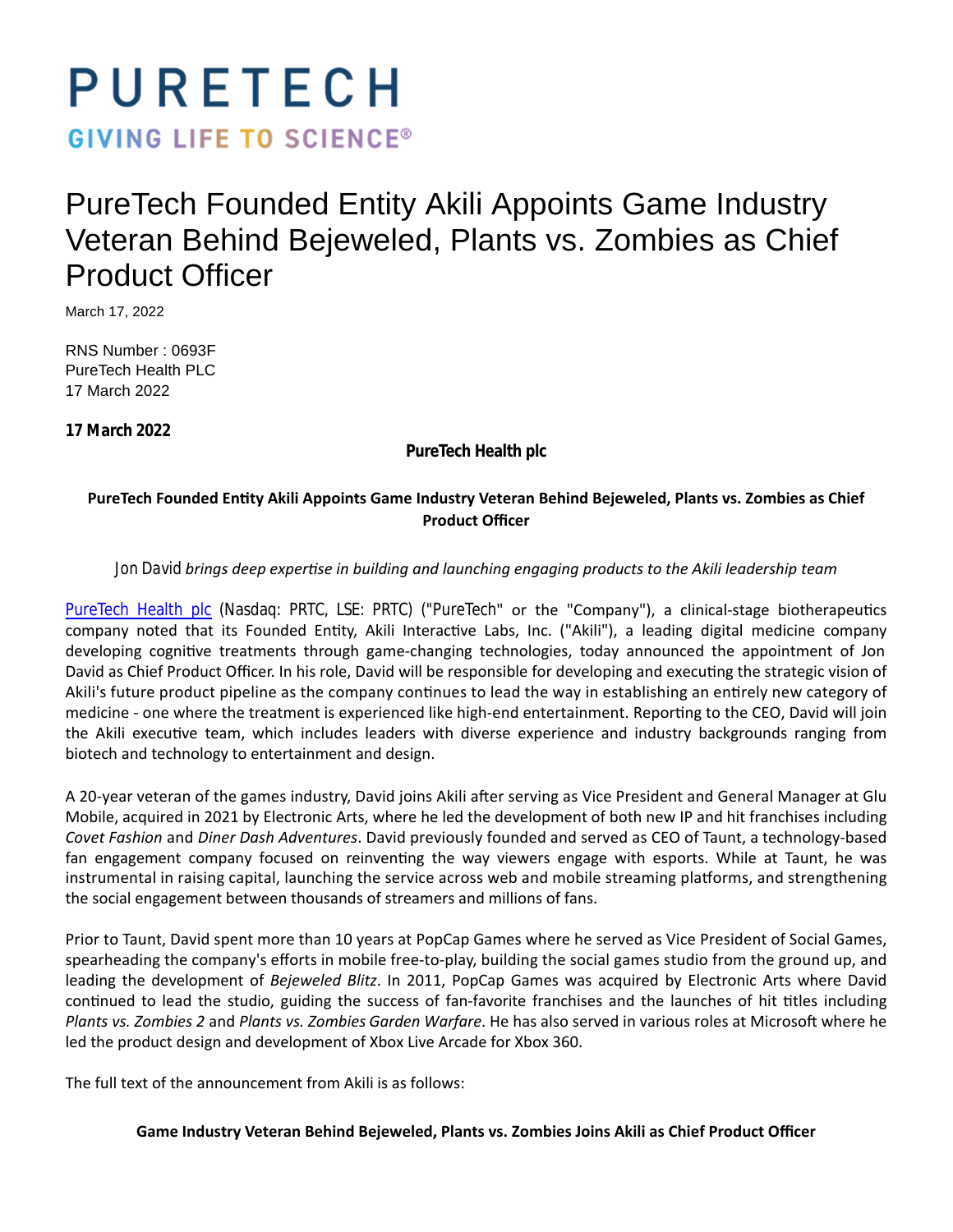# PURETECH

GIVING LIFE TO SCIENCE®

# PureTech Founded Entity Akili Appoints Game Industry Veteran Behind Bejeweled, Plants vs. Zombies as Chief Product Officer

March 17, 2022

RNS Number : 0693F
PureTech Health PLC
17 March 2022

**17 March 2022**

**PureTech Health plc**

**PureTech Founded Entity Akili Appoints Game Industry Veteran Behind Bejeweled, Plants vs. Zombies as Chief Product Officer**

Jon David *brings deep expertise in building and launching engaging products to the Akili leadership team*

PureTech Health plc (Nasdaq: PRTC, LSE: PRTC) ("PureTech" or the "Company"), a clinical-stage biotherapeutics company noted that its Founded Entity, Akili Interactive Labs, Inc. ("Akili"), a leading digital medicine company developing cognitive treatments through game-changing technologies, today announced the appointment of Jon David as Chief Product Officer. In his role, David will be responsible for developing and executing the strategic vision of Akili's future product pipeline as the company continues to lead the way in establishing an entirely new category of medicine - one where the treatment is experienced like high-end entertainment. Reporting to the CEO, David will join the Akili executive team, which includes leaders with diverse experience and industry backgrounds ranging from biotech and technology to entertainment and design.

A 20-year veteran of the games industry, David joins Akili after serving as Vice President and General Manager at Glu Mobile, acquired in 2021 by Electronic Arts, where he led the development of both new IP and hit franchises including *Covet Fashion* and *Diner Dash Adventures*. David previously founded and served as CEO of Taunt, a technology-based fan engagement company focused on reinventing the way viewers engage with esports. While at Taunt, he was instrumental in raising capital, launching the service across web and mobile streaming platforms, and strengthening the social engagement between thousands of streamers and millions of fans.

Prior to Taunt, David spent more than 10 years at PopCap Games where he served as Vice President of Social Games, spearheading the company's efforts in mobile free-to-play, building the social games studio from the ground up, and leading the development of *Bejeweled Blitz*. In 2011, PopCap Games was acquired by Electronic Arts where David continued to lead the studio, guiding the success of fan-favorite franchises and the launches of hit titles including *Plants vs. Zombies 2* and *Plants vs. Zombies Garden Warfare*. He has also served in various roles at Microsoft where he led the product design and development of Xbox Live Arcade for Xbox 360.

The full text of the announcement from Akili is as follows:

**Game Industry Veteran Behind Bejeweled, Plants vs. Zombies Joins Akili as Chief Product Officer**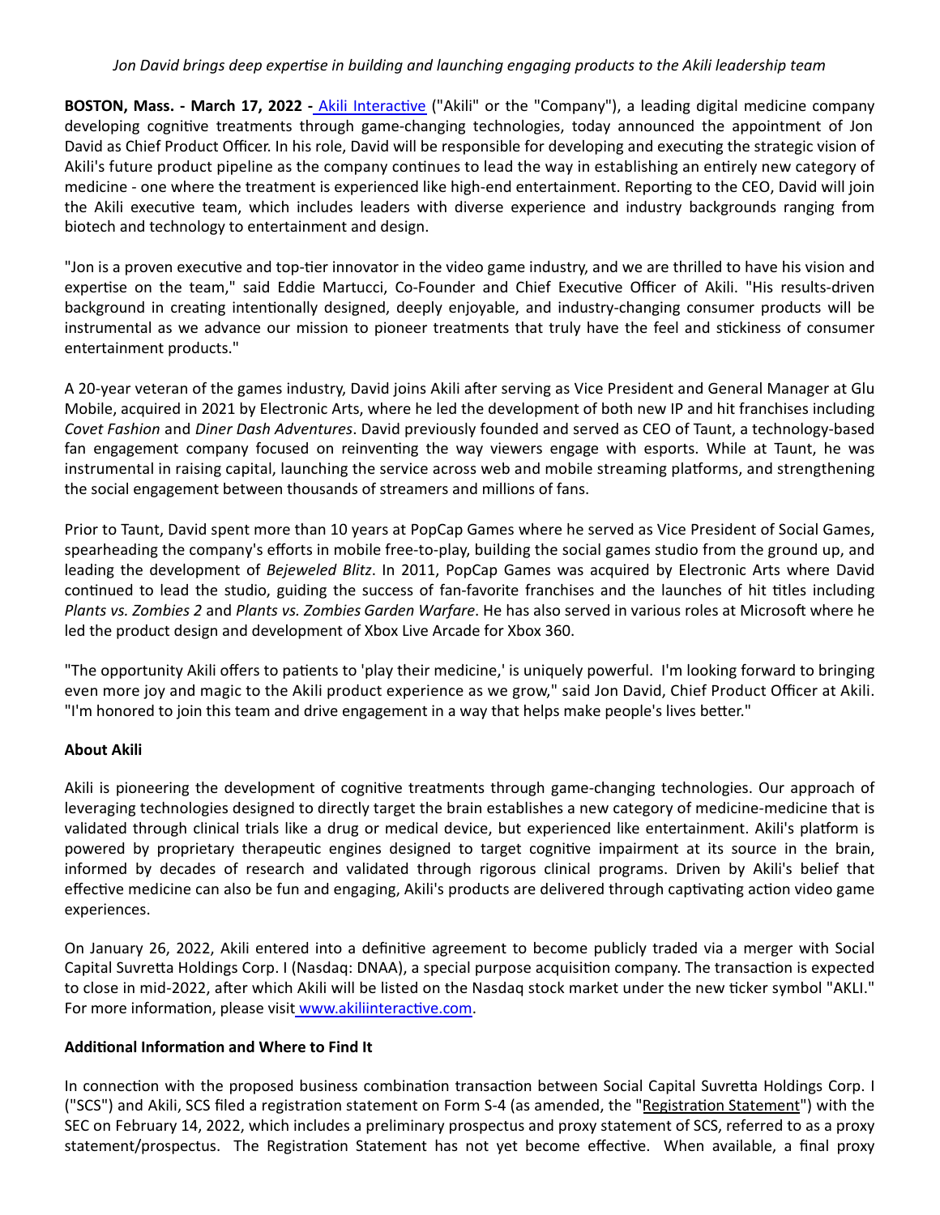*Jon David brings deep expertise in building and launching engaging products to the Akili leadership team*

**BOSTON, Mass. - March 17, 2022 -** Akili Interactive ("Akili" or the "Company"), a leading digital medicine company developing cognitive treatments through game-changing technologies, today announced the appointment of Jon David as Chief Product Officer. In his role, David will be responsible for developing and executing the strategic vision of Akili's future product pipeline as the company continues to lead the way in establishing an entirely new category of medicine - one where the treatment is experienced like high-end entertainment. Reporting to the CEO, David will join the Akili executive team, which includes leaders with diverse experience and industry backgrounds ranging from biotech and technology to entertainment and design.

"Jon is a proven executive and top-tier innovator in the video game industry, and we are thrilled to have his vision and expertise on the team," said Eddie Martucci, Co-Founder and Chief Executive Officer of Akili. "His results-driven background in creating intentionally designed, deeply enjoyable, and industry-changing consumer products will be instrumental as we advance our mission to pioneer treatments that truly have the feel and stickiness of consumer entertainment products."

A 20-year veteran of the games industry, David joins Akili after serving as Vice President and General Manager at Glu Mobile, acquired in 2021 by Electronic Arts, where he led the development of both new IP and hit franchises including *Covet Fashion* and *Diner Dash Adventures*. David previously founded and served as CEO of Taunt, a technology-based fan engagement company focused on reinventing the way viewers engage with esports. While at Taunt, he was instrumental in raising capital, launching the service across web and mobile streaming platforms, and strengthening the social engagement between thousands of streamers and millions of fans.

Prior to Taunt, David spent more than 10 years at PopCap Games where he served as Vice President of Social Games, spearheading the company's efforts in mobile free-to-play, building the social games studio from the ground up, and leading the development of *Bejeweled Blitz*. In 2011, PopCap Games was acquired by Electronic Arts where David continued to lead the studio, guiding the success of fan-favorite franchises and the launches of hit titles including *Plants vs. Zombies 2* and *Plants vs. Zombies Garden Warfare*. He has also served in various roles at Microsoft where he led the product design and development of Xbox Live Arcade for Xbox 360.

"The opportunity Akili offers to patients to 'play their medicine,' is uniquely powerful. I'm looking forward to bringing even more joy and magic to the Akili product experience as we grow," said Jon David, Chief Product Officer at Akili. "I'm honored to join this team and drive engagement in a way that helps make people's lives better."

**About Akili**

Akili is pioneering the development of cognitive treatments through game-changing technologies. Our approach of leveraging technologies designed to directly target the brain establishes a new category of medicine-medicine that is validated through clinical trials like a drug or medical device, but experienced like entertainment. Akili's platform is powered by proprietary therapeutic engines designed to target cognitive impairment at its source in the brain, informed by decades of research and validated through rigorous clinical programs. Driven by Akili's belief that effective medicine can also be fun and engaging, Akili's products are delivered through captivating action video game experiences.

On January 26, 2022, Akili entered into a definitive agreement to become publicly traded via a merger with Social Capital Suvretta Holdings Corp. I (Nasdaq: DNAA), a special purpose acquisition company. The transaction is expected to close in mid-2022, after which Akili will be listed on the Nasdaq stock market under the new ticker symbol "AKLI." For more information, please visit www.akiliinteractive.com.

**Additional Information and Where to Find It**

In connection with the proposed business combination transaction between Social Capital Suvretta Holdings Corp. I ("SCS") and Akili, SCS filed a registration statement on Form S-4 (as amended, the "Registration Statement") with the SEC on February 14, 2022, which includes a preliminary prospectus and proxy statement of SCS, referred to as a proxy statement/prospectus. The Registration Statement has not yet become effective. When available, a final proxy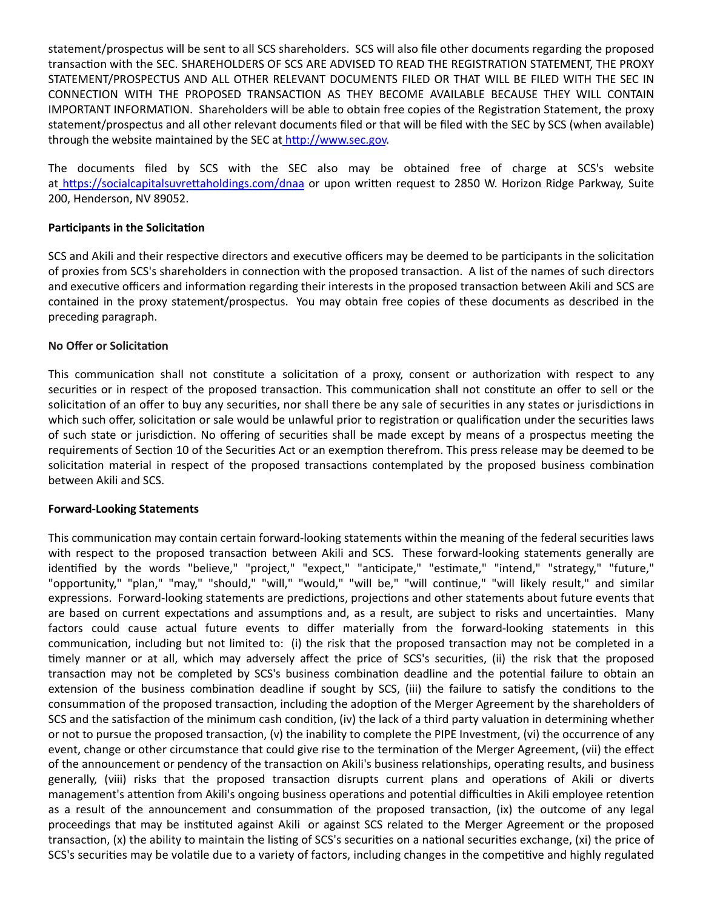statement/prospectus will be sent to all SCS shareholders. SCS will also file other documents regarding the proposed transaction with the SEC. SHAREHOLDERS OF SCS ARE ADVISED TO READ THE REGISTRATION STATEMENT, THE PROXY STATEMENT/PROSPECTUS AND ALL OTHER RELEVANT DOCUMENTS FILED OR THAT WILL BE FILED WITH THE SEC IN CONNECTION WITH THE PROPOSED TRANSACTION AS THEY BECOME AVAILABLE BECAUSE THEY WILL CONTAIN IMPORTANT INFORMATION. Shareholders will be able to obtain free copies of the Registration Statement, the proxy statement/prospectus and all other relevant documents filed or that will be filed with the SEC by SCS (when available) through the website maintained by the SEC at [http://www.sec.gov](http://www.sec.gov).

The documents filed by SCS with the SEC also may be obtained free of charge at SCS's website at [https://socialcapitalsuvrettaholdings.com/dnaa](https://socialcapitalsuvrettaholdings.com/dnaa) or upon written request to 2850 W. Horizon Ridge Parkway, Suite 200, Henderson, NV 89052.

**Participants in the Solicitation**

SCS and Akili and their respective directors and executive officers may be deemed to be participants in the solicitation of proxies from SCS's shareholders in connection with the proposed transaction. A list of the names of such directors and executive officers and information regarding their interests in the proposed transaction between Akili and SCS are contained in the proxy statement/prospectus. You may obtain free copies of these documents as described in the preceding paragraph.

**No Offer or Solicitation**

This communication shall not constitute a solicitation of a proxy, consent or authorization with respect to any securities or in respect of the proposed transaction. This communication shall not constitute an offer to sell or the solicitation of an offer to buy any securities, nor shall there be any sale of securities in any states or jurisdictions in which such offer, solicitation or sale would be unlawful prior to registration or qualification under the securities laws of such state or jurisdiction. No offering of securities shall be made except by means of a prospectus meeting the requirements of Section 10 of the Securities Act or an exemption therefrom. This press release may be deemed to be solicitation material in respect of the proposed transactions contemplated by the proposed business combination between Akili and SCS.

**Forward-Looking Statements**

This communication may contain certain forward-looking statements within the meaning of the federal securities laws with respect to the proposed transaction between Akili and SCS. These forward-looking statements generally are identified by the words "believe," "project," "expect," "anticipate," "estimate," "intend," "strategy," "future," "opportunity," "plan," "may," "should," "will," "would," "will be," "will continue," "will likely result," and similar expressions. Forward-looking statements are predictions, projections and other statements about future events that are based on current expectations and assumptions and, as a result, are subject to risks and uncertainties. Many factors could cause actual future events to differ materially from the forward-looking statements in this communication, including but not limited to: (i) the risk that the proposed transaction may not be completed in a timely manner or at all, which may adversely affect the price of SCS's securities, (ii) the risk that the proposed transaction may not be completed by SCS's business combination deadline and the potential failure to obtain an extension of the business combination deadline if sought by SCS, (iii) the failure to satisfy the conditions to the consummation of the proposed transaction, including the adoption of the Merger Agreement by the shareholders of SCS and the satisfaction of the minimum cash condition, (iv) the lack of a third party valuation in determining whether or not to pursue the proposed transaction, (v) the inability to complete the PIPE Investment, (vi) the occurrence of any event, change or other circumstance that could give rise to the termination of the Merger Agreement, (vii) the effect of the announcement or pendency of the transaction on Akili's business relationships, operating results, and business generally, (viii) risks that the proposed transaction disrupts current plans and operations of Akili or diverts management's attention from Akili's ongoing business operations and potential difficulties in Akili employee retention as a result of the announcement and consummation of the proposed transaction, (ix) the outcome of any legal proceedings that may be instituted against Akili or against SCS related to the Merger Agreement or the proposed transaction, (x) the ability to maintain the listing of SCS's securities on a national securities exchange, (xi) the price of SCS's securities may be volatile due to a variety of factors, including changes in the competitive and highly regulated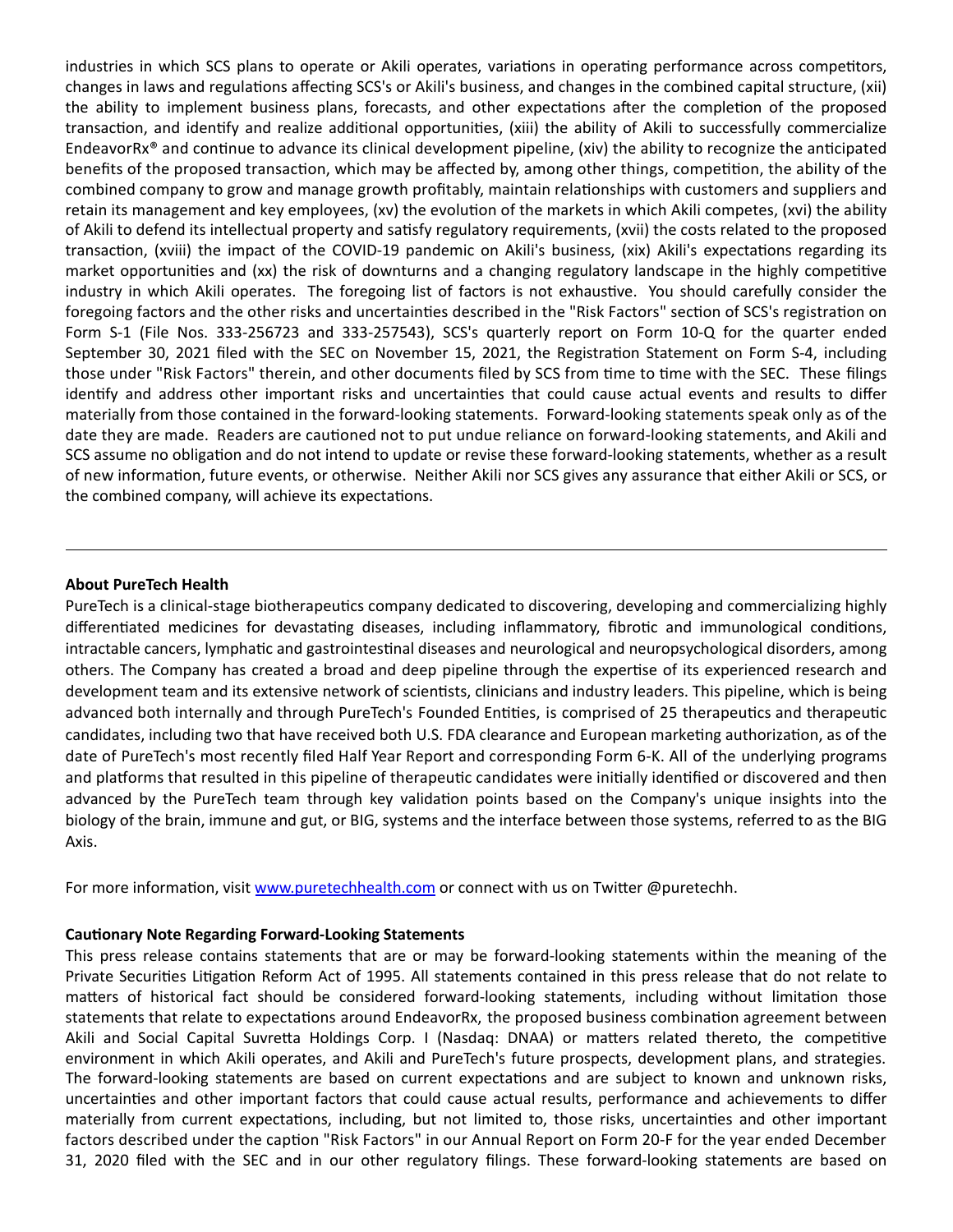industries in which SCS plans to operate or Akili operates, variations in operating performance across competitors, changes in laws and regulations affecting SCS's or Akili's business, and changes in the combined capital structure, (xii) the ability to implement business plans, forecasts, and other expectations after the completion of the proposed transaction, and identify and realize additional opportunities, (xiii) the ability of Akili to successfully commercialize EndeavorRx® and continue to advance its clinical development pipeline, (xiv) the ability to recognize the anticipated benefits of the proposed transaction, which may be affected by, among other things, competition, the ability of the combined company to grow and manage growth profitably, maintain relationships with customers and suppliers and retain its management and key employees, (xv) the evolution of the markets in which Akili competes, (xvi) the ability of Akili to defend its intellectual property and satisfy regulatory requirements, (xvii) the costs related to the proposed transaction, (xviii) the impact of the COVID-19 pandemic on Akili's business, (xix) Akili's expectations regarding its market opportunities and (xx) the risk of downturns and a changing regulatory landscape in the highly competitive industry in which Akili operates. The foregoing list of factors is not exhaustive. You should carefully consider the foregoing factors and the other risks and uncertainties described in the "Risk Factors" section of SCS's registration on Form S-1 (File Nos. 333-256723 and 333-257543), SCS's quarterly report on Form 10-Q for the quarter ended September 30, 2021 filed with the SEC on November 15, 2021, the Registration Statement on Form S-4, including those under "Risk Factors" therein, and other documents filed by SCS from time to time with the SEC. These filings identify and address other important risks and uncertainties that could cause actual events and results to differ materially from those contained in the forward-looking statements. Forward-looking statements speak only as of the date they are made. Readers are cautioned not to put undue reliance on forward-looking statements, and Akili and SCS assume no obligation and do not intend to update or revise these forward-looking statements, whether as a result of new information, future events, or otherwise. Neither Akili nor SCS gives any assurance that either Akili or SCS, or the combined company, will achieve its expectations.

---

**About PureTech Health**

PureTech is a clinical-stage biotherapeutics company dedicated to discovering, developing and commercializing highly differentiated medicines for devastating diseases, including inflammatory, fibrotic and immunological conditions, intractable cancers, lymphatic and gastrointestinal diseases and neurological and neuropsychological disorders, among others. The Company has created a broad and deep pipeline through the expertise of its experienced research and development team and its extensive network of scientists, clinicians and industry leaders. This pipeline, which is being advanced both internally and through PureTech's Founded Entities, is comprised of 25 therapeutics and therapeutic candidates, including two that have received both U.S. FDA clearance and European marketing authorization, as of the date of PureTech's most recently filed Half Year Report and corresponding Form 6-K. All of the underlying programs and platforms that resulted in this pipeline of therapeutic candidates were initially identified or discovered and then advanced by the PureTech team through key validation points based on the Company's unique insights into the biology of the brain, immune and gut, or BIG, systems and the interface between those systems, referred to as the BIG Axis.

For more information, visit www.puretechhealth.com or connect with us on Twitter @puretechh.

**Cautionary Note Regarding Forward-Looking Statements**

This press release contains statements that are or may be forward-looking statements within the meaning of the Private Securities Litigation Reform Act of 1995. All statements contained in this press release that do not relate to matters of historical fact should be considered forward-looking statements, including without limitation those statements that relate to expectations around EndeavorRx, the proposed business combination agreement between Akili and Social Capital Suvretta Holdings Corp. I (Nasdaq: DNAA) or matters related thereto, the competitive environment in which Akili operates, and Akili and PureTech's future prospects, development plans, and strategies. The forward-looking statements are based on current expectations and are subject to known and unknown risks, uncertainties and other important factors that could cause actual results, performance and achievements to differ materially from current expectations, including, but not limited to, those risks, uncertainties and other important factors described under the caption "Risk Factors" in our Annual Report on Form 20-F for the year ended December 31, 2020 filed with the SEC and in our other regulatory filings. These forward-looking statements are based on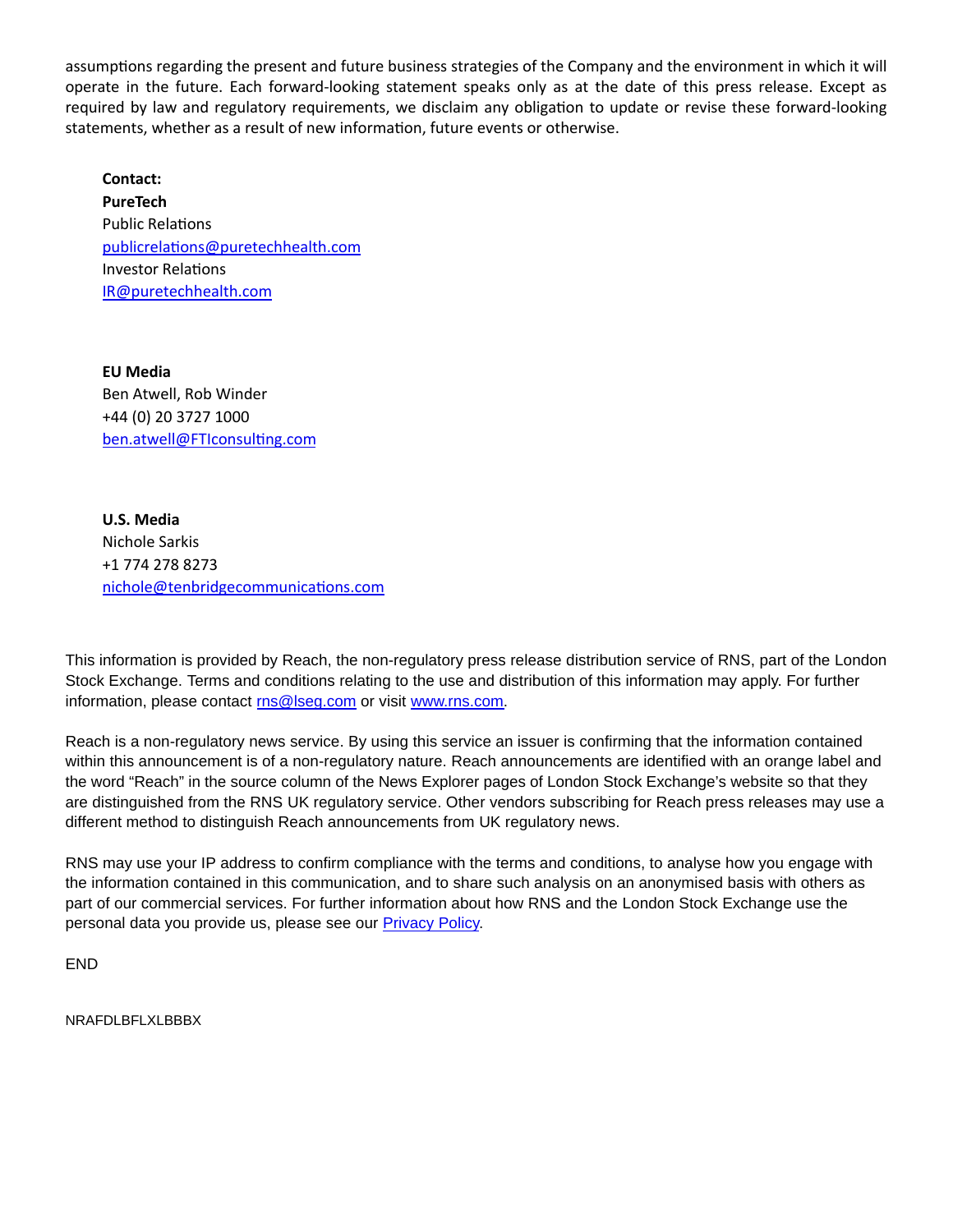assumptions regarding the present and future business strategies of the Company and the environment in which it will operate in the future. Each forward-looking statement speaks only as at the date of this press release. Except as required by law and regulatory requirements, we disclaim any obligation to update or revise these forward-looking statements, whether as a result of new information, future events or otherwise.

**Contact:**
**PureTech**
Public Relations
publicrelations@puretechhealth.com
Investor Relations
IR@puretechhealth.com

**EU Media**
Ben Atwell, Rob Winder
+44 (0) 20 3727 1000
ben.atwell@FTIconsulting.com

**U.S. Media**
Nichole Sarkis
+1 774 278 8273
nichole@tenbridgecommunications.com

This information is provided by Reach, the non-regulatory press release distribution service of RNS, part of the London Stock Exchange. Terms and conditions relating to the use and distribution of this information may apply. For further information, please contact rns@lseg.com or visit www.rns.com.

Reach is a non-regulatory news service. By using this service an issuer is confirming that the information contained within this announcement is of a non-regulatory nature. Reach announcements are identified with an orange label and the word “Reach” in the source column of the News Explorer pages of London Stock Exchange’s website so that they are distinguished from the RNS UK regulatory service. Other vendors subscribing for Reach press releases may use a different method to distinguish Reach announcements from UK regulatory news.

RNS may use your IP address to confirm compliance with the terms and conditions, to analyse how you engage with the information contained in this communication, and to share such analysis on an anonymised basis with others as part of our commercial services. For further information about how RNS and the London Stock Exchange use the personal data you provide us, please see our Privacy Policy.

END

NRAFDLBFLXLBBBX